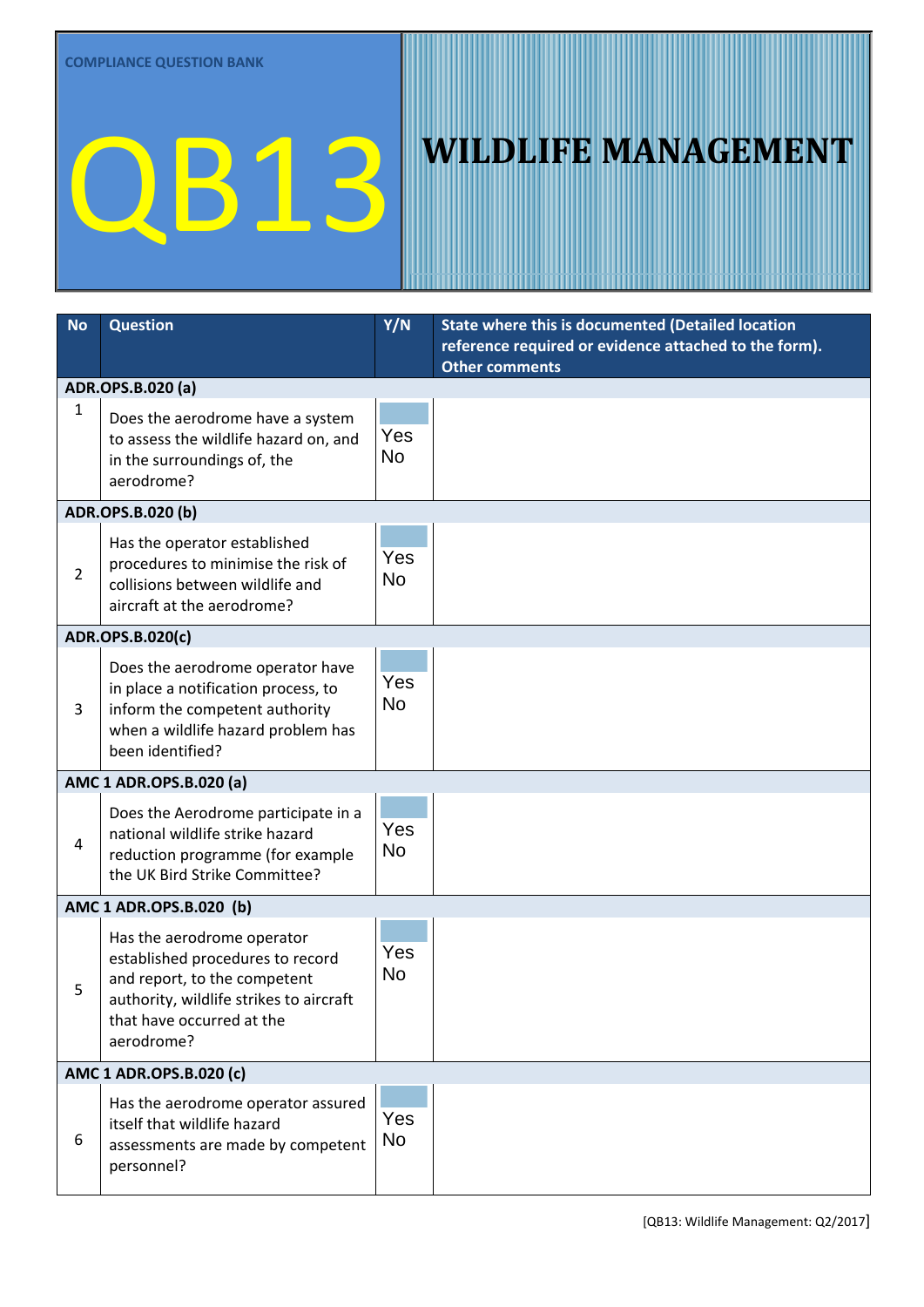COMPLIANCE QUESTION BANK

# QB13

# WILDLIFE MANAGEMENT

| No | Question | Y/N | State where this is documented (Detailed location reference required or evidence attached to the form). Other comments |
|---|---|---|---|
| **ADR.OPS.B.020 (a)** | | | |
| 1 | Does the aerodrome have a system to assess the wildlife hazard on, and in the surroundings of, the aerodrome? | Yes No | |
| **ADR.OPS.B.020 (b)** | | | |
| 2 | Has the operator established procedures to minimise the risk of collisions between wildlife and aircraft at the aerodrome? | Yes No | |
| **ADR.OPS.B.020(c)** | | | |
| 3 | Does the aerodrome operator have in place a notification process, to inform the competent authority when a wildlife hazard problem has been identified? | Yes No | |
| **AMC 1 ADR.OPS.B.020 (a)** | | | |
| 4 | Does the Aerodrome participate in a national wildlife strike hazard reduction programme (for example the UK Bird Strike Committee? | Yes No | |
| **AMC 1 ADR.OPS.B.020 (b)** | | | |
| 5 | Has the aerodrome operator established procedures to record and report, to the competent authority, wildlife strikes to aircraft that have occurred at the aerodrome? | Yes No | |
| **AMC 1 ADR.OPS.B.020 (c)** | | | |
| 6 | Has the aerodrome operator assured itself that wildlife hazard assessments are made by competent personnel? | Yes No | |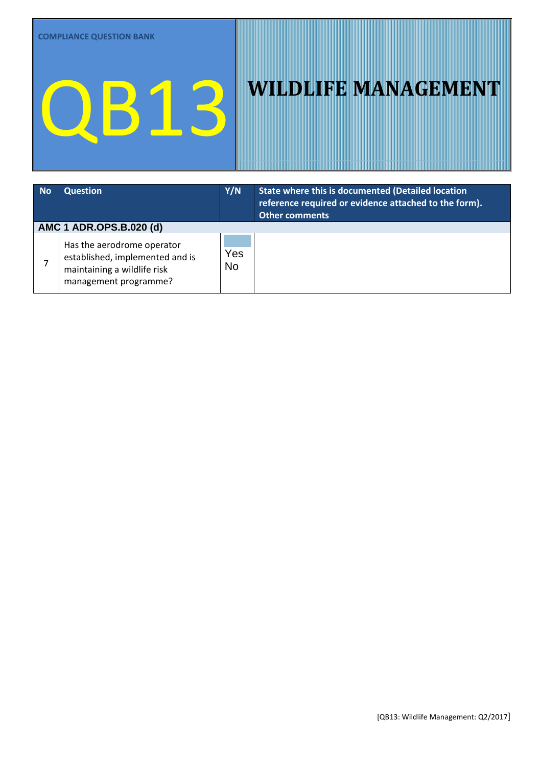COMPLIANCE QUESTION BANK

# QB13 WILDLIFE MANAGEMENT

| No | Question | Y/N | State where this is documented (Detailed location reference required or evidence attached to the form). Other comments |
|---|---|---|---|
| **AMC 1 ADR.OPS.B.020 (d)** | | | |
| 7 | Has the aerodrome operator established, implemented and is maintaining a wildlife risk management programme? | Yes No | |

[QB13: Wildlife Management: Q2/2017]